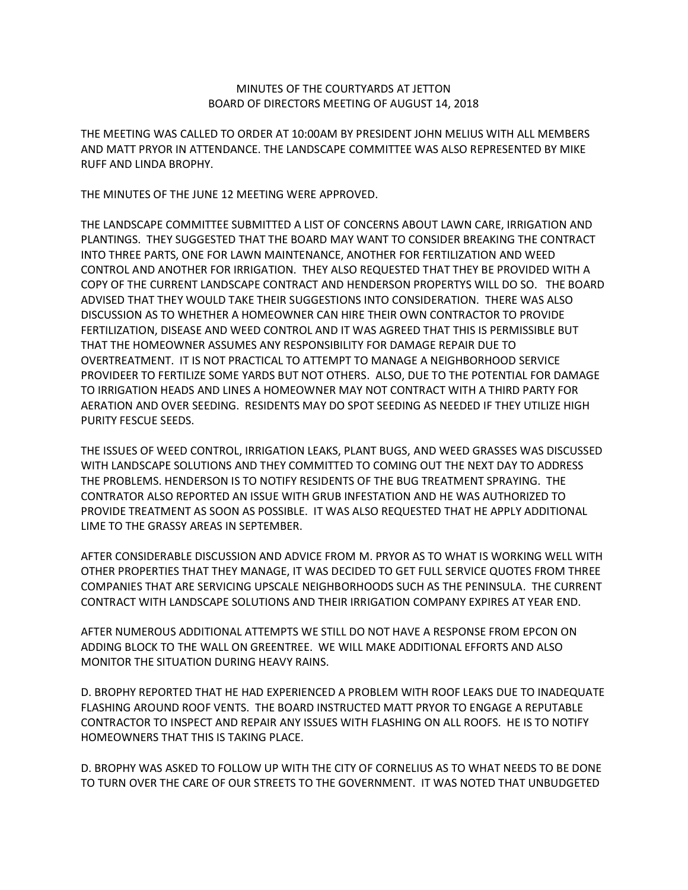MINUTES OF THE COURTYARDS AT JETTON
BOARD OF DIRECTORS MEETING OF AUGUST 14, 2018

THE MEETING WAS CALLED TO ORDER AT 10:00AM BY PRESIDENT JOHN MELIUS WITH ALL MEMBERS AND MATT PRYOR IN ATTENDANCE. THE LANDSCAPE COMMITTEE WAS ALSO REPRESENTED BY MIKE RUFF AND LINDA BROPHY.

THE MINUTES OF THE JUNE 12 MEETING WERE APPROVED.

THE LANDSCAPE COMMITTEE SUBMITTED A LIST OF CONCERNS ABOUT LAWN CARE, IRRIGATION AND PLANTINGS. THEY SUGGESTED THAT THE BOARD MAY WANT TO CONSIDER BREAKING THE CONTRACT INTO THREE PARTS, ONE FOR LAWN MAINTENANCE, ANOTHER FOR FERTILIZATION AND WEED CONTROL AND ANOTHER FOR IRRIGATION. THEY ALSO REQUESTED THAT THEY BE PROVIDED WITH A COPY OF THE CURRENT LANDSCAPE CONTRACT AND HENDERSON PROPERTYS WILL DO SO. THE BOARD ADVISED THAT THEY WOULD TAKE THEIR SUGGESTIONS INTO CONSIDERATION. THERE WAS ALSO DISCUSSION AS TO WHETHER A HOMEOWNER CAN HIRE THEIR OWN CONTRACTOR TO PROVIDE FERTILIZATION, DISEASE AND WEED CONTROL AND IT WAS AGREED THAT THIS IS PERMISSIBLE BUT THAT THE HOMEOWNER ASSUMES ANY RESPONSIBILITY FOR DAMAGE REPAIR DUE TO OVERTREATMENT. IT IS NOT PRACTICAL TO ATTEMPT TO MANAGE A NEIGHBORHOOD SERVICE PROVIDEER TO FERTILIZE SOME YARDS BUT NOT OTHERS. ALSO, DUE TO THE POTENTIAL FOR DAMAGE TO IRRIGATION HEADS AND LINES A HOMEOWNER MAY NOT CONTRACT WITH A THIRD PARTY FOR AERATION AND OVER SEEDING. RESIDENTS MAY DO SPOT SEEDING AS NEEDED IF THEY UTILIZE HIGH PURITY FESCUE SEEDS.

THE ISSUES OF WEED CONTROL, IRRIGATION LEAKS, PLANT BUGS, AND WEED GRASSES WAS DISCUSSED WITH LANDSCAPE SOLUTIONS AND THEY COMMITTED TO COMING OUT THE NEXT DAY TO ADDRESS THE PROBLEMS. HENDERSON IS TO NOTIFY RESIDENTS OF THE BUG TREATMENT SPRAYING. THE CONTRATOR ALSO REPORTED AN ISSUE WITH GRUB INFESTATION AND HE WAS AUTHORIZED TO PROVIDE TREATMENT AS SOON AS POSSIBLE. IT WAS ALSO REQUESTED THAT HE APPLY ADDITIONAL LIME TO THE GRASSY AREAS IN SEPTEMBER.

AFTER CONSIDERABLE DISCUSSION AND ADVICE FROM M. PRYOR AS TO WHAT IS WORKING WELL WITH OTHER PROPERTIES THAT THEY MANAGE, IT WAS DECIDED TO GET FULL SERVICE QUOTES FROM THREE COMPANIES THAT ARE SERVICING UPSCALE NEIGHBORHOODS SUCH AS THE PENINSULA. THE CURRENT CONTRACT WITH LANDSCAPE SOLUTIONS AND THEIR IRRIGATION COMPANY EXPIRES AT YEAR END.

AFTER NUMEROUS ADDITIONAL ATTEMPTS WE STILL DO NOT HAVE A RESPONSE FROM EPCON ON ADDING BLOCK TO THE WALL ON GREENTREE. WE WILL MAKE ADDITIONAL EFFORTS AND ALSO MONITOR THE SITUATION DURING HEAVY RAINS.

D. BROPHY REPORTED THAT HE HAD EXPERIENCED A PROBLEM WITH ROOF LEAKS DUE TO INADEQUATE FLASHING AROUND ROOF VENTS. THE BOARD INSTRUCTED MATT PRYOR TO ENGAGE A REPUTABLE CONTRACTOR TO INSPECT AND REPAIR ANY ISSUES WITH FLASHING ON ALL ROOFS. HE IS TO NOTIFY HOMEOWNERS THAT THIS IS TAKING PLACE.

D. BROPHY WAS ASKED TO FOLLOW UP WITH THE CITY OF CORNELIUS AS TO WHAT NEEDS TO BE DONE TO TURN OVER THE CARE OF OUR STREETS TO THE GOVERNMENT. IT WAS NOTED THAT UNBUDGETED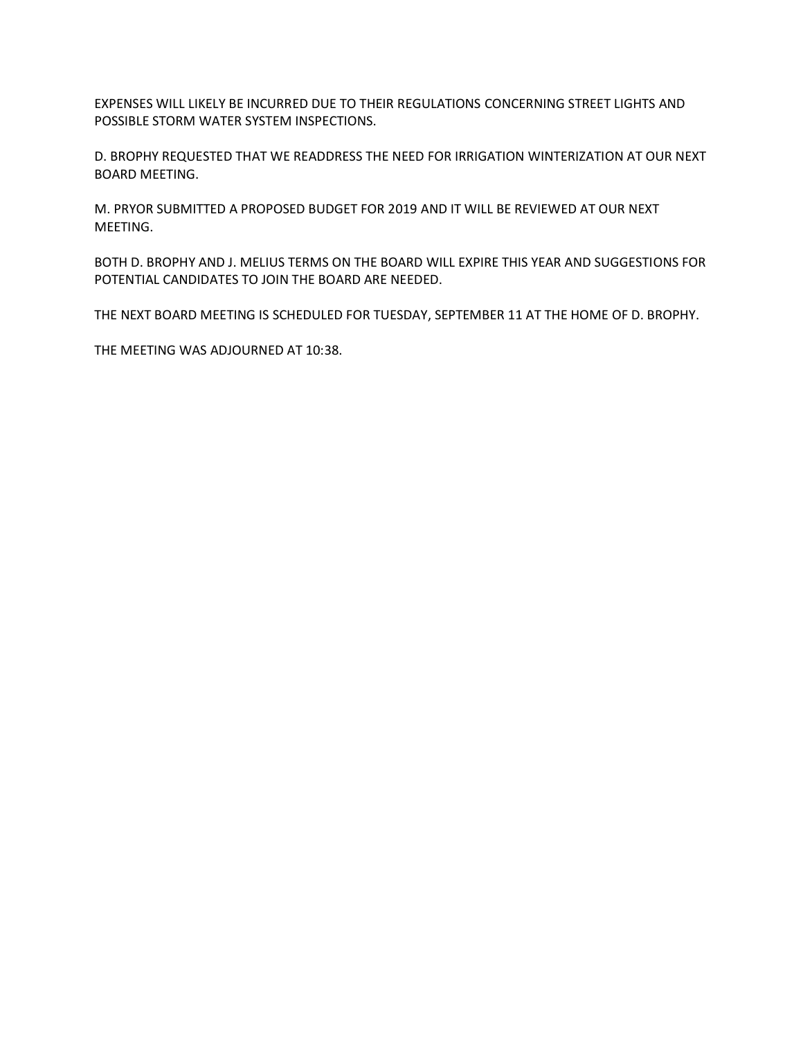EXPENSES WILL LIKELY BE INCURRED DUE TO THEIR REGULATIONS CONCERNING STREET LIGHTS AND POSSIBLE STORM WATER SYSTEM INSPECTIONS.

D. BROPHY REQUESTED THAT WE READDRESS THE NEED FOR IRRIGATION WINTERIZATION AT OUR NEXT BOARD MEETING.

M. PRYOR SUBMITTED A PROPOSED BUDGET FOR 2019 AND IT WILL BE REVIEWED AT OUR NEXT MEETING.

BOTH D. BROPHY AND J. MELIUS TERMS ON THE BOARD WILL EXPIRE THIS YEAR AND SUGGESTIONS FOR POTENTIAL CANDIDATES TO JOIN THE BOARD ARE NEEDED.

THE NEXT BOARD MEETING IS SCHEDULED FOR TUESDAY, SEPTEMBER 11 AT THE HOME OF D. BROPHY.

THE MEETING WAS ADJOURNED AT 10:38.